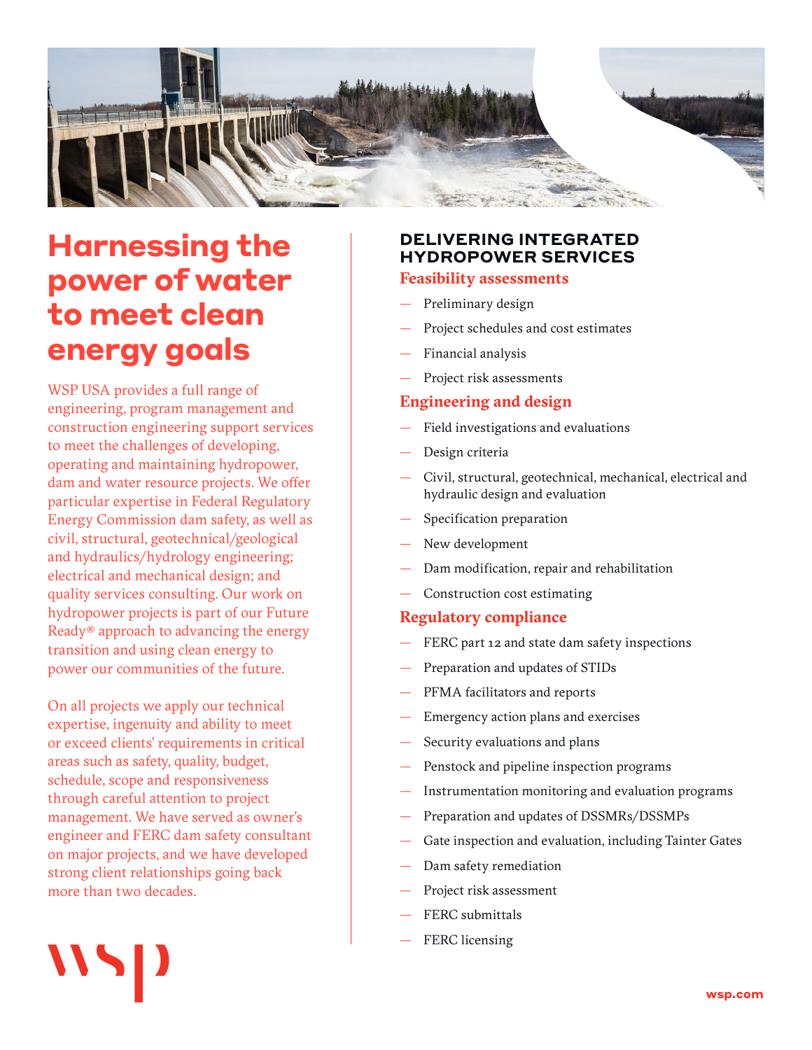# Harnessing the power of water to meet clean energy goals

WSP USA provides a full range of engineering, program management and construction engineering support services to meet the challenges of developing, operating and maintaining hydropower, dam and water resource projects. We offer particular expertise in Federal Regulatory Energy Commission dam safety, as well as civil, structural, geotechnical/geological and hydraulics/hydrology engineering; electrical and mechanical design; and quality services consulting. Our work on hydropower projects is part of our Future Ready® approach to advancing the energy transition and using clean energy to power our communities of the future.

On all projects we apply our technical expertise, ingenuity and ability to meet or exceed clients' requirements in critical areas such as safety, quality, budget, schedule, scope and responsiveness through careful attention to project management. We have served as owner's engineer and FERC dam safety consultant on major projects, and we have developed strong client relationships going back more than two decades.

## DELIVERING INTEGRATED HYDROPOWER SERVICES

### Feasibility assessments

- Preliminary design
- Project schedules and cost estimates
- Financial analysis
- Project risk assessments

### Engineering and design

- Field investigations and evaluations
- Design criteria
- Civil, structural, geotechnical, mechanical, electrical and hydraulic design and evaluation
- Specification preparation
- New development
- Dam modification, repair and rehabilitation
- Construction cost estimating

### Regulatory compliance

- FERC part 12 and state dam safety inspections
- Preparation and updates of STIDs
- PFMA facilitators and reports
- Emergency action plans and exercises
- Security evaluations and plans
- Penstock and pipeline inspection programs
- Instrumentation monitoring and evaluation programs
- Preparation and updates of DSSMRs/DSSMPs
- Gate inspection and evaluation, including Tainter Gates
- Dam safety remediation
- Project risk assessment
- FERC submittals
- FERC licensing

wsp

wsp.com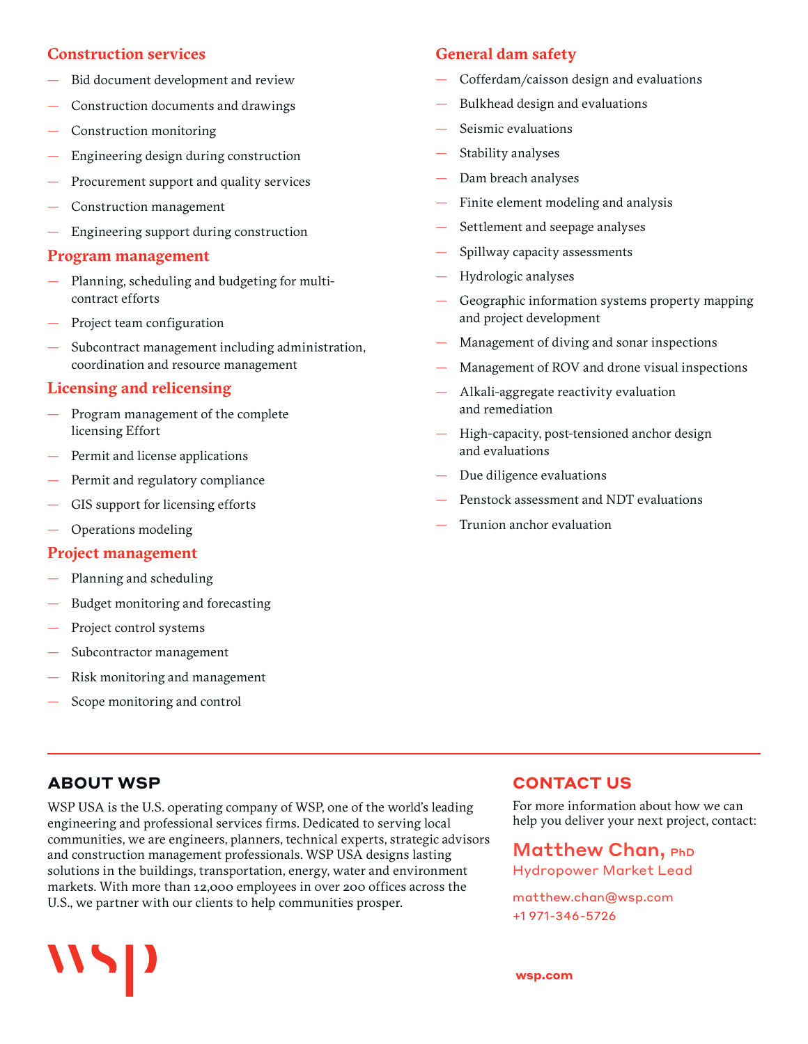## Construction services

- Bid document development and review
- Construction documents and drawings
- Construction monitoring
- Engineering design during construction
- Procurement support and quality services
- Construction management
- Engineering support during construction

## Program management

- Planning, scheduling and budgeting for multi-contract efforts
- Project team configuration
- Subcontract management including administration, coordination and resource management

## Licensing and relicensing

- Program management of the complete licensing Effort
- Permit and license applications
- Permit and regulatory compliance
- GIS support for licensing efforts
- Operations modeling

## Project management

- Planning and scheduling
- Budget monitoring and forecasting
- Project control systems
- Subcontractor management
- Risk monitoring and management
- Scope monitoring and control

## General dam safety

- Cofferdam/caisson design and evaluations
- Bulkhead design and evaluations
- Seismic evaluations
- Stability analyses
- Dam breach analyses
- Finite element modeling and analysis
- Settlement and seepage analyses
- Spillway capacity assessments
- Hydrologic analyses
- Geographic information systems property mapping and project development
- Management of diving and sonar inspections
- Management of ROV and drone visual inspections
- Alkali-aggregate reactivity evaluation and remediation
- High-capacity, post-tensioned anchor design and evaluations
- Due diligence evaluations
- Penstock assessment and NDT evaluations
- Trunion anchor evaluation

## ABOUT WSP

WSP USA is the U.S. operating company of WSP, one of the world's leading engineering and professional services firms. Dedicated to serving local communities, we are engineers, planners, technical experts, strategic advisors and construction management professionals. WSP USA designs lasting solutions in the buildings, transportation, energy, water and environment markets. With more than 12,000 employees in over 200 offices across the U.S., we partner with our clients to help communities prosper.

## CONTACT US

For more information about how we can help you deliver your next project, contact:

**Matthew Chan, PhD**
Hydropower Market Lead

matthew.chan@wsp.com
+1 971-346-5726

wsp.com